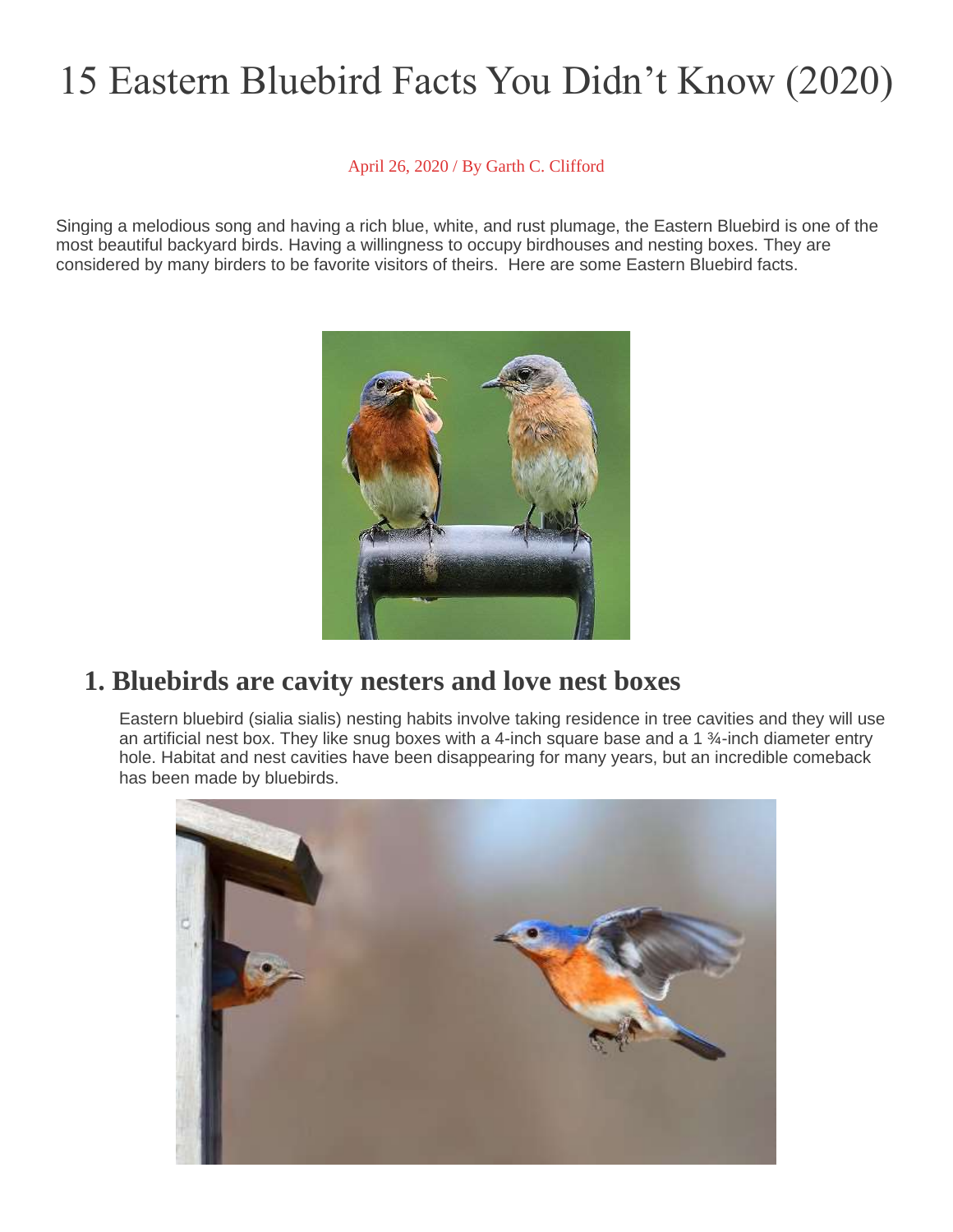# 15 Eastern Bluebird Facts You Didn't Know (2020)

April 26, 2020 / By Garth C. Clifford

Singing a melodious song and having a rich blue, white, and rust plumage, the Eastern Bluebird is one of the most beautiful backyard birds. Having a willingness to occupy birdhouses and nesting boxes. They are considered by many birders to be favorite visitors of theirs. Here are some Eastern Bluebird facts.

## 1. Bluebirds are cavity nesters and love nest boxes

Eastern bluebird (sialia sialis) nesting habits involve taking residence in tree cavities and they will use an artificial nest box. They like snug boxes with a 4-inch square base and a 1 ¾-inch diameter entry hole. Habitat and nest cavities have been disappearing for many years, but an incredible comeback has been made by bluebirds.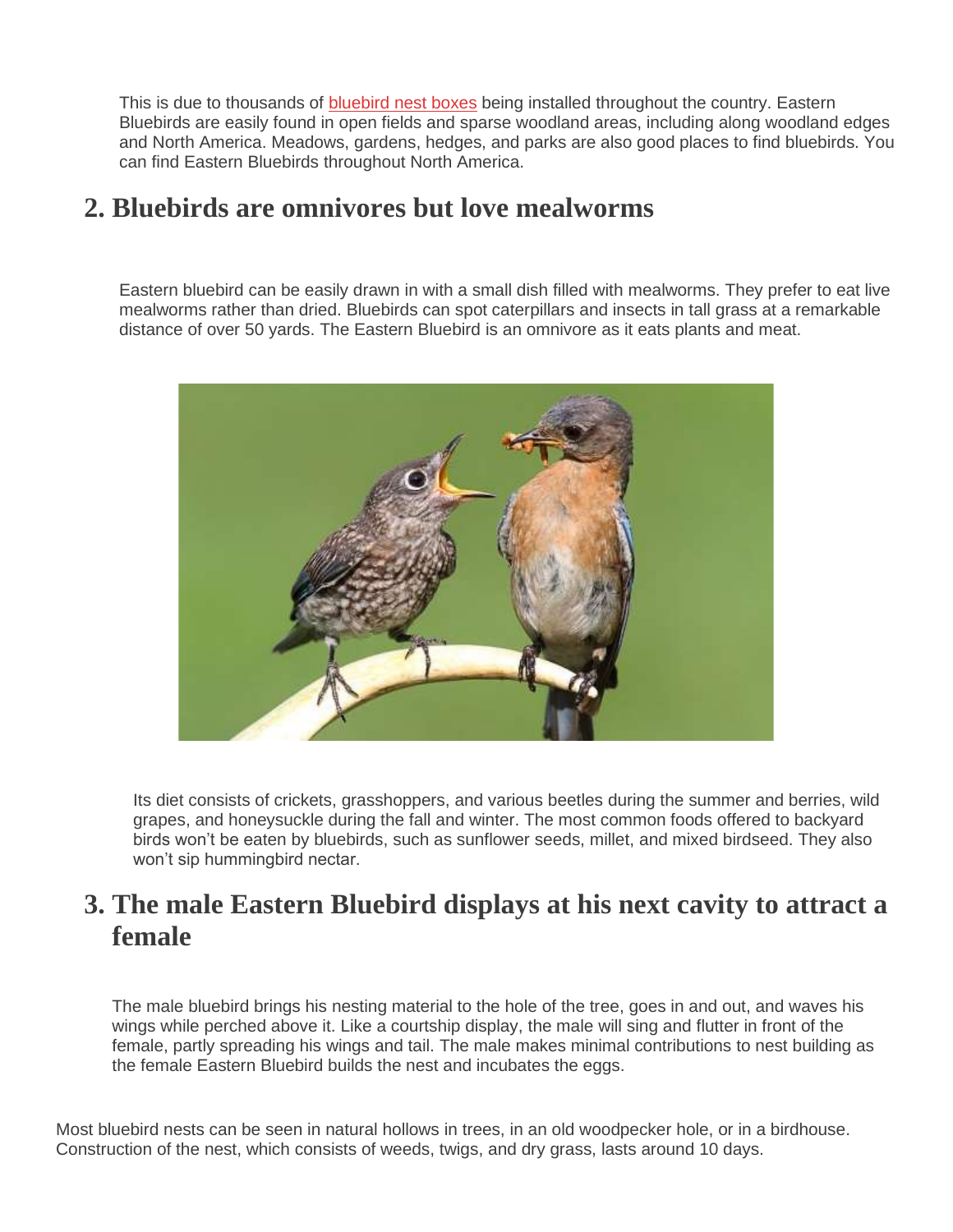This is due to thousands of bluebird nest boxes being installed throughout the country. Eastern Bluebirds are easily found in open fields and sparse woodland areas, including along woodland edges and North America. Meadows, gardens, hedges, and parks are also good places to find bluebirds. You can find Eastern Bluebirds throughout North America.

## 2. Bluebirds are omnivores but love mealworms

Eastern bluebird can be easily drawn in with a small dish filled with mealworms. They prefer to eat live mealworms rather than dried. Bluebirds can spot caterpillars and insects in tall grass at a remarkable distance of over 50 yards. The Eastern Bluebird is an omnivore as it eats plants and meat.

Its diet consists of crickets, grasshoppers, and various beetles during the summer and berries, wild grapes, and honeysuckle during the fall and winter. The most common foods offered to backyard birds won't be eaten by bluebirds, such as sunflower seeds, millet, and mixed birdseed. They also won't sip hummingbird nectar.

## 3. The male Eastern Bluebird displays at his next cavity to attract a female

The male bluebird brings his nesting material to the hole of the tree, goes in and out, and waves his wings while perched above it. Like a courtship display, the male will sing and flutter in front of the female, partly spreading his wings and tail. The male makes minimal contributions to nest building as the female Eastern Bluebird builds the nest and incubates the eggs.

Most bluebird nests can be seen in natural hollows in trees, in an old woodpecker hole, or in a birdhouse. Construction of the nest, which consists of weeds, twigs, and dry grass, lasts around 10 days.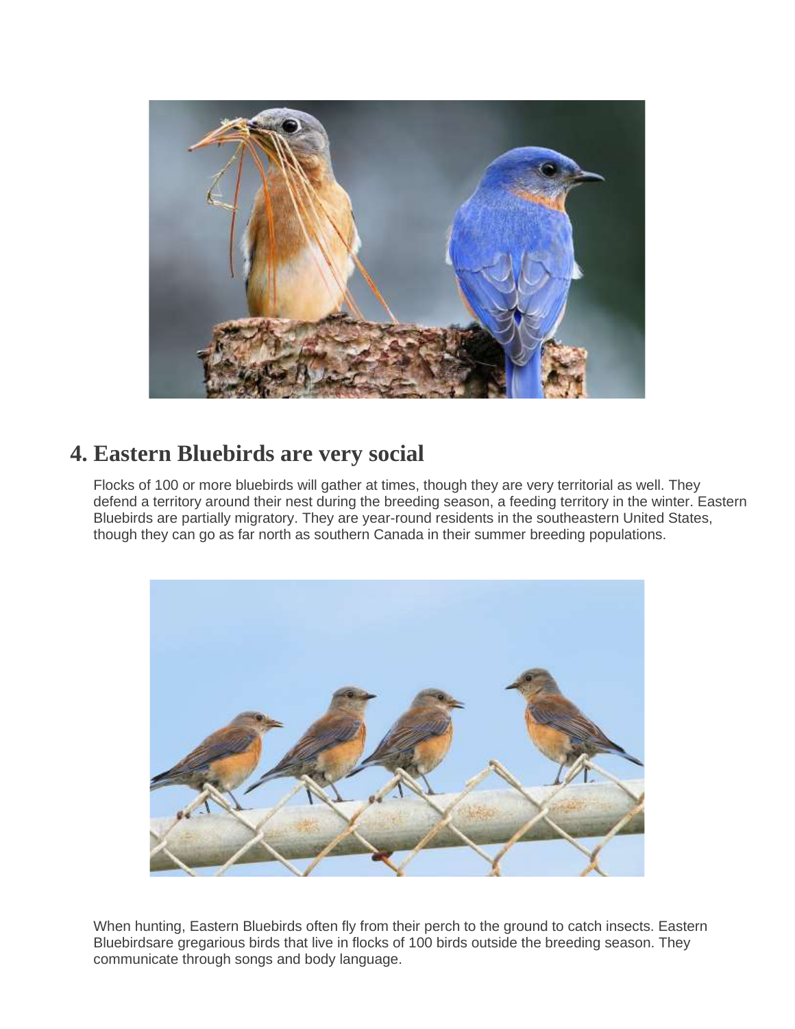## 4. Eastern Bluebirds are very social

Flocks of 100 or more bluebirds will gather at times, though they are very territorial as well. They defend a territory around their nest during the breeding season, a feeding territory in the winter. Eastern Bluebirds are partially migratory. They are year-round residents in the southeastern United States, though they can go as far north as southern Canada in their summer breeding populations.

When hunting, Eastern Bluebirds often fly from their perch to the ground to catch insects. Eastern Bluebirdsare gregarious birds that live in flocks of 100 birds outside the breeding season. They communicate through songs and body language.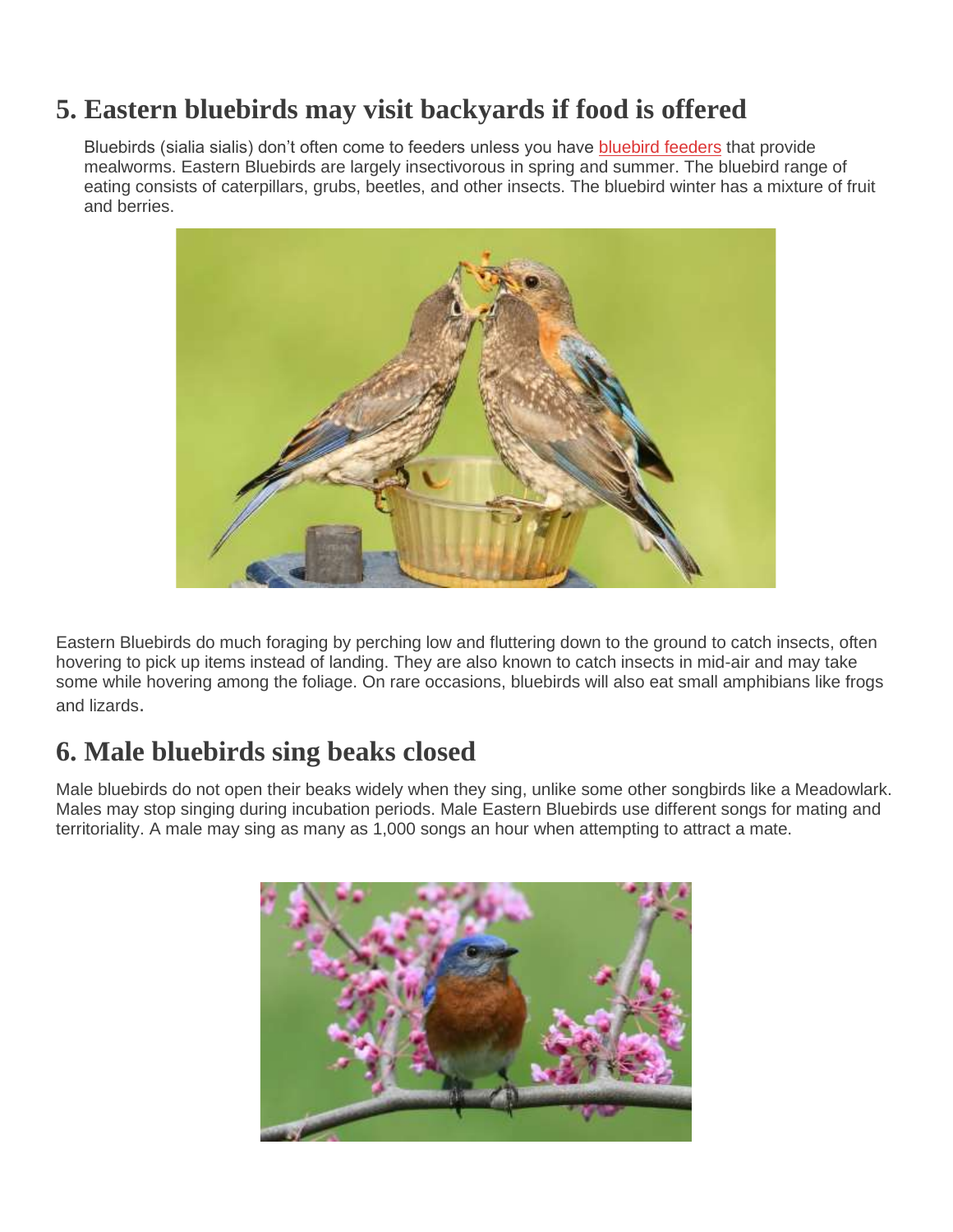## 5. Eastern bluebirds may visit backyards if food is offered

Bluebirds (sialia sialis) don't often come to feeders unless you have bluebird feeders that provide mealworms. Eastern Bluebirds are largely insectivorous in spring and summer. The bluebird range of eating consists of caterpillars, grubs, beetles, and other insects. The bluebird winter has a mixture of fruit and berries.

Eastern Bluebirds do much foraging by perching low and fluttering down to the ground to catch insects, often hovering to pick up items instead of landing. They are also known to catch insects in mid-air and may take some while hovering among the foliage. On rare occasions, bluebirds will also eat small amphibians like frogs and lizards.

## 6. Male bluebirds sing beaks closed

Male bluebirds do not open their beaks widely when they sing, unlike some other songbirds like a Meadowlark. Males may stop singing during incubation periods. Male Eastern Bluebirds use different songs for mating and territoriality. A male may sing as many as 1,000 songs an hour when attempting to attract a mate.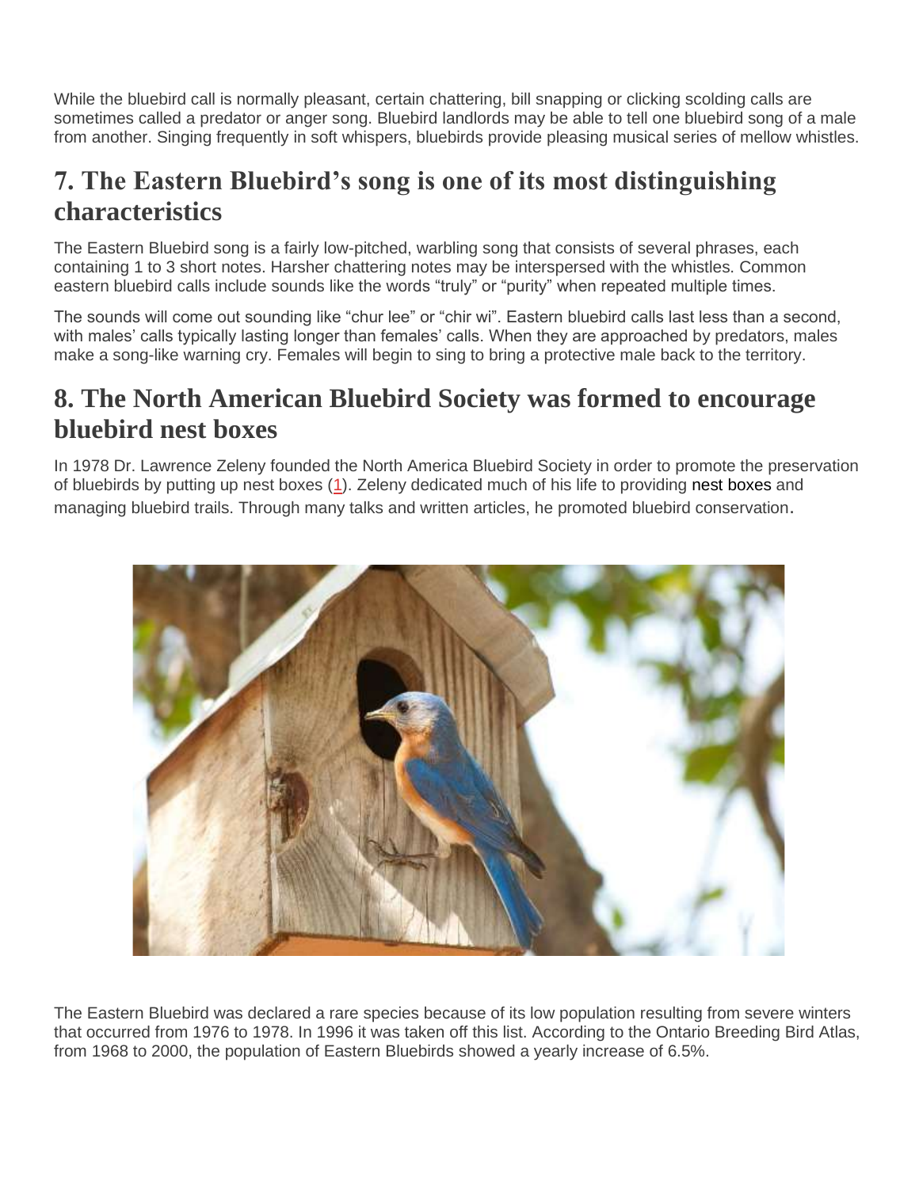While the bluebird call is normally pleasant, certain chattering, bill snapping or clicking scolding calls are sometimes called a predator or anger song. Bluebird landlords may be able to tell one bluebird song of a male from another. Singing frequently in soft whispers, bluebirds provide pleasing musical series of mellow whistles.

## 7. The Eastern Bluebird's song is one of its most distinguishing characteristics

The Eastern Bluebird song is a fairly low-pitched, warbling song that consists of several phrases, each containing 1 to 3 short notes. Harsher chattering notes may be interspersed with the whistles. Common eastern bluebird calls include sounds like the words "truly" or "purity" when repeated multiple times.

The sounds will come out sounding like "chur lee" or "chir wi". Eastern bluebird calls last less than a second, with males' calls typically lasting longer than females' calls. When they are approached by predators, males make a song-like warning cry. Females will begin to sing to bring a protective male back to the territory.

## 8. The North American Bluebird Society was formed to encourage bluebird nest boxes

In 1978 Dr. Lawrence Zeleny founded the North America Bluebird Society in order to promote the preservation of bluebirds by putting up nest boxes (1). Zeleny dedicated much of his life to providing nest boxes and managing bluebird trails. Through many talks and written articles, he promoted bluebird conservation.

The Eastern Bluebird was declared a rare species because of its low population resulting from severe winters that occurred from 1976 to 1978. In 1996 it was taken off this list. According to the Ontario Breeding Bird Atlas, from 1968 to 2000, the population of Eastern Bluebirds showed a yearly increase of 6.5%.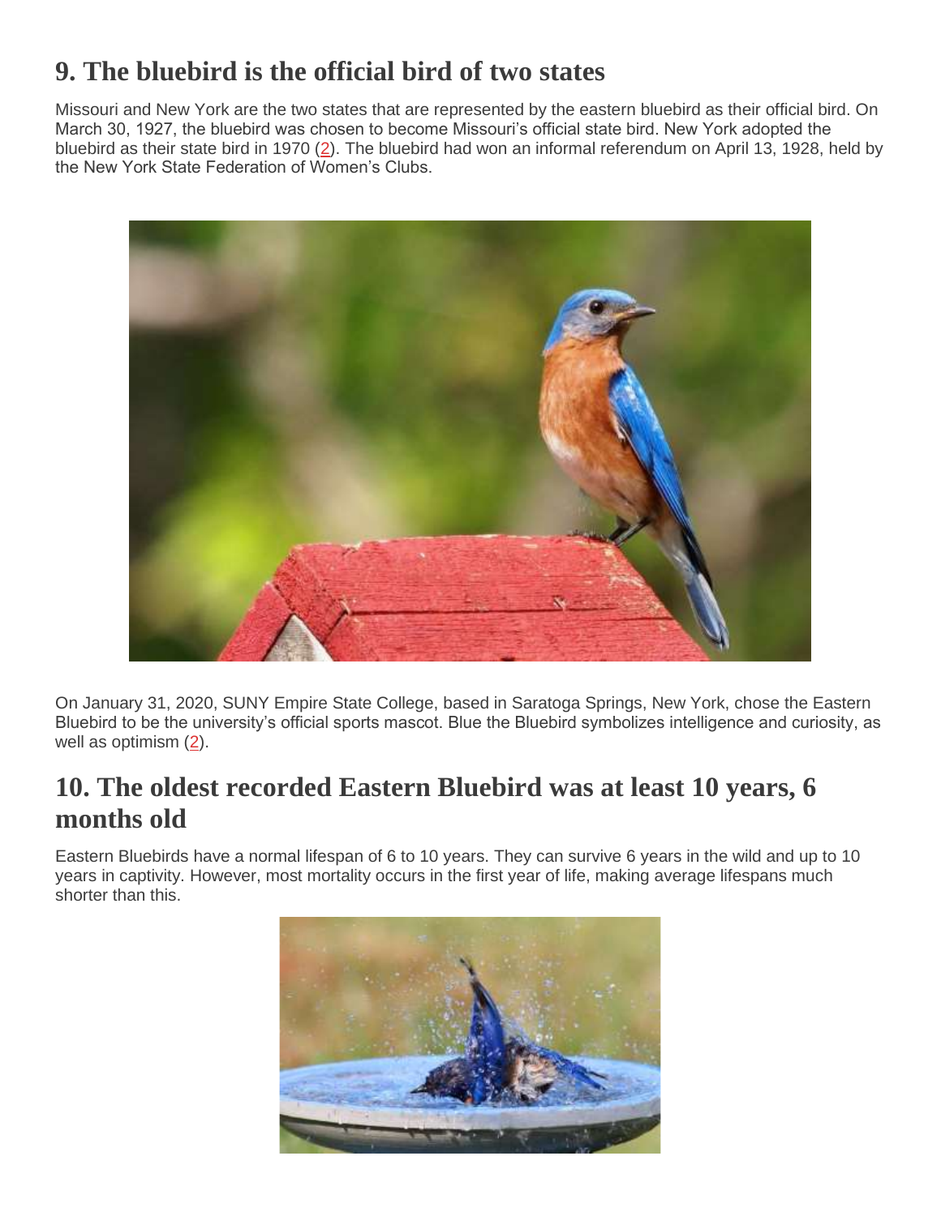## 9. The bluebird is the official bird of two states

Missouri and New York are the two states that are represented by the eastern bluebird as their official bird. On March 30, 1927, the bluebird was chosen to become Missouri's official state bird. New York adopted the bluebird as their state bird in 1970 (2). The bluebird had won an informal referendum on April 13, 1928, held by the New York State Federation of Women's Clubs.

On January 31, 2020, SUNY Empire State College, based in Saratoga Springs, New York, chose the Eastern Bluebird to be the university's official sports mascot. Blue the Bluebird symbolizes intelligence and curiosity, as well as optimism (2).

## 10. The oldest recorded Eastern Bluebird was at least 10 years, 6 months old

Eastern Bluebirds have a normal lifespan of 6 to 10 years. They can survive 6 years in the wild and up to 10 years in captivity. However, most mortality occurs in the first year of life, making average lifespans much shorter than this.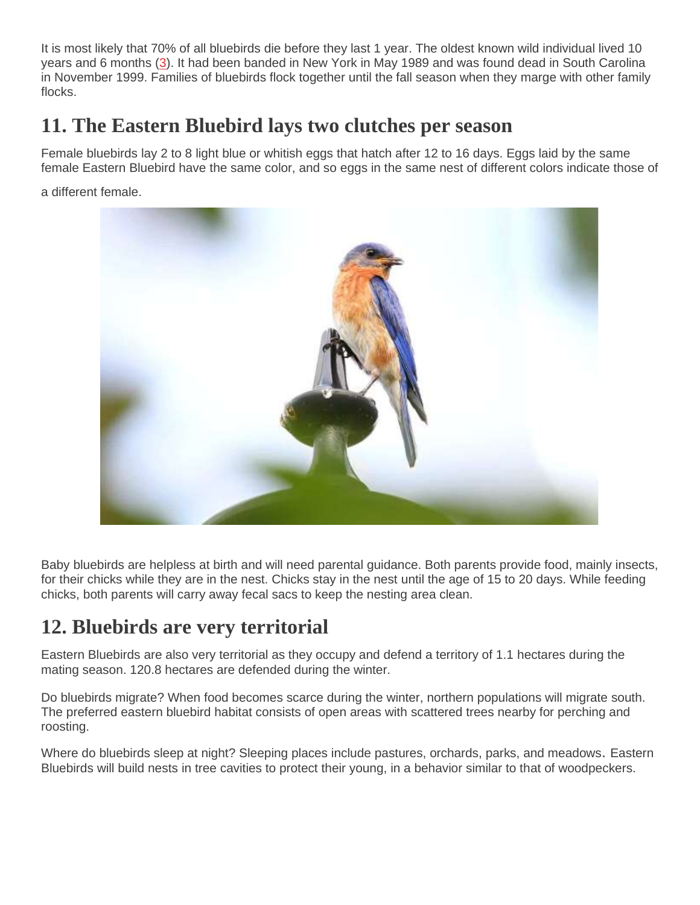It is most likely that 70% of all bluebirds die before they last 1 year. The oldest known wild individual lived 10 years and 6 months (3). It had been banded in New York in May 1989 and was found dead in South Carolina in November 1999. Families of bluebirds flock together until the fall season when they marge with other family flocks.

## 11. The Eastern Bluebird lays two clutches per season

Female bluebirds lay 2 to 8 light blue or whitish eggs that hatch after 12 to 16 days. Eggs laid by the same female Eastern Bluebird have the same color, and so eggs in the same nest of different colors indicate those of a different female.

Baby bluebirds are helpless at birth and will need parental guidance. Both parents provide food, mainly insects, for their chicks while they are in the nest. Chicks stay in the nest until the age of 15 to 20 days. While feeding chicks, both parents will carry away fecal sacs to keep the nesting area clean.

## 12. Bluebirds are very territorial

Eastern Bluebirds are also very territorial as they occupy and defend a territory of 1.1 hectares during the mating season. 120.8 hectares are defended during the winter.

Do bluebirds migrate? When food becomes scarce during the winter, northern populations will migrate south. The preferred eastern bluebird habitat consists of open areas with scattered trees nearby for perching and roosting.

Where do bluebirds sleep at night? Sleeping places include pastures, orchards, parks, and meadows. Eastern Bluebirds will build nests in tree cavities to protect their young, in a behavior similar to that of woodpeckers.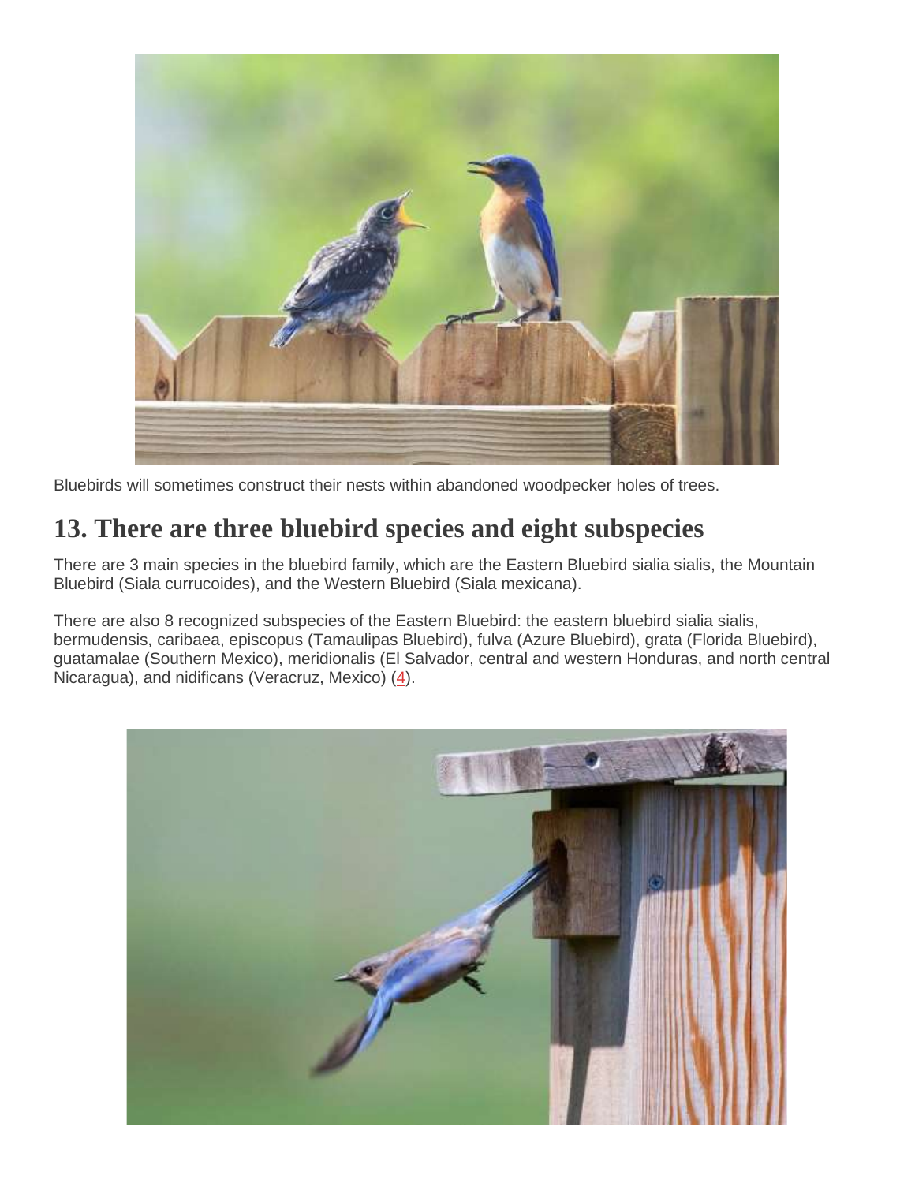Bluebirds will sometimes construct their nests within abandoned woodpecker holes of trees.

## 13. There are three bluebird species and eight subspecies

There are 3 main species in the bluebird family, which are the Eastern Bluebird sialia sialis, the Mountain Bluebird (Siala currucoides), and the Western Bluebird (Siala mexicana).

There are also 8 recognized subspecies of the Eastern Bluebird: the eastern bluebird sialia sialis, bermudensis, caribaea, episcopus (Tamaulipas Bluebird), fulva (Azure Bluebird), grata (Florida Bluebird), guatamalae (Southern Mexico), meridionalis (El Salvador, central and western Honduras, and north central Nicaragua), and nidificans (Veracruz, Mexico) (4).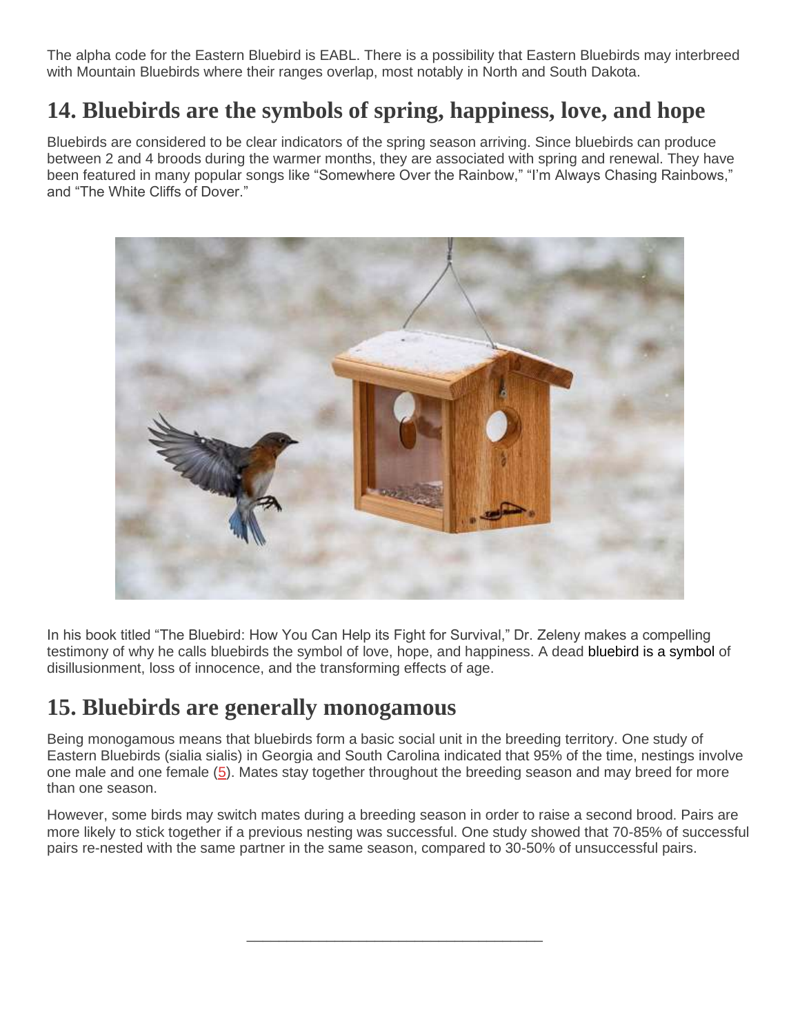The alpha code for the Eastern Bluebird is EABL. There is a possibility that Eastern Bluebirds may interbreed with Mountain Bluebirds where their ranges overlap, most notably in North and South Dakota.

## 14. Bluebirds are the symbols of spring, happiness, love, and hope

Bluebirds are considered to be clear indicators of the spring season arriving. Since bluebirds can produce between 2 and 4 broods during the warmer months, they are associated with spring and renewal. They have been featured in many popular songs like "Somewhere Over the Rainbow," "I'm Always Chasing Rainbows," and "The White Cliffs of Dover."

In his book titled "The Bluebird: How You Can Help its Fight for Survival," Dr. Zeleny makes a compelling testimony of why he calls bluebirds the symbol of love, hope, and happiness. A dead bluebird is a symbol of disillusionment, loss of innocence, and the transforming effects of age.

## 15. Bluebirds are generally monogamous

Being monogamous means that bluebirds form a basic social unit in the breeding territory. One study of Eastern Bluebirds (sialia sialis) in Georgia and South Carolina indicated that 95% of the time, nestings involve one male and one female (5). Mates stay together throughout the breeding season and may breed for more than one season.

However, some birds may switch mates during a breeding season in order to raise a second brood. Pairs are more likely to stick together if a previous nesting was successful. One study showed that 70-85% of successful pairs re-nested with the same partner in the same season, compared to 30-50% of unsuccessful pairs.